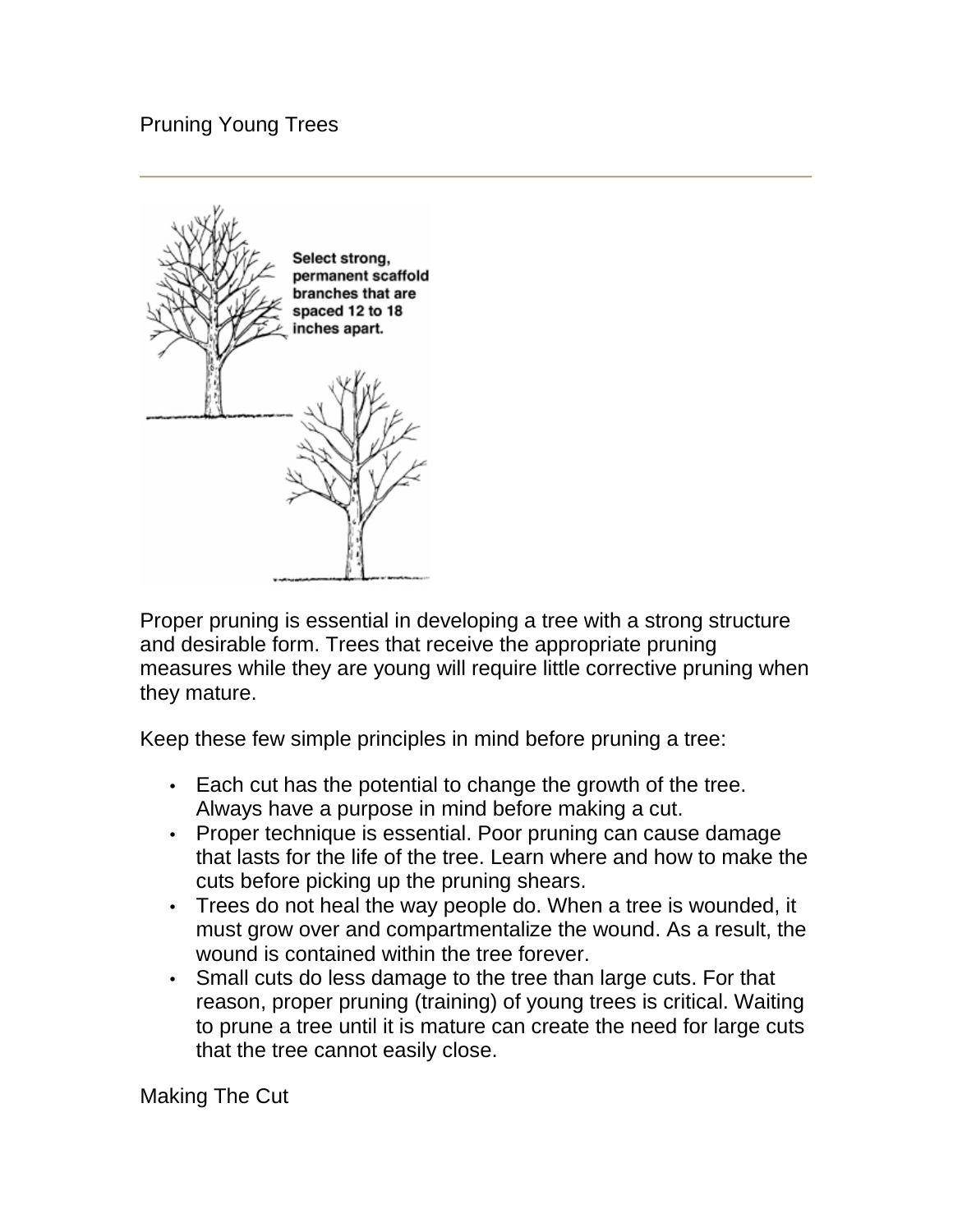# Pruning Young Trees

Select strong, permanent scaffold branches that are spaced 12 to 18 inches apart.

Proper pruning is essential in developing a tree with a strong structure and desirable form. Trees that receive the appropriate pruning measures while they are young will require little corrective pruning when they mature.

Keep these few simple principles in mind before pruning a tree:

- Each cut has the potential to change the growth of the tree. Always have a purpose in mind before making a cut.
- Proper technique is essential. Poor pruning can cause damage that lasts for the life of the tree. Learn where and how to make the cuts before picking up the pruning shears.
- Trees do not heal the way people do. When a tree is wounded, it must grow over and compartmentalize the wound. As a result, the wound is contained within the tree forever.
- Small cuts do less damage to the tree than large cuts. For that reason, proper pruning (training) of young trees is critical. Waiting to prune a tree until it is mature can create the need for large cuts that the tree cannot easily close.

## Making The Cut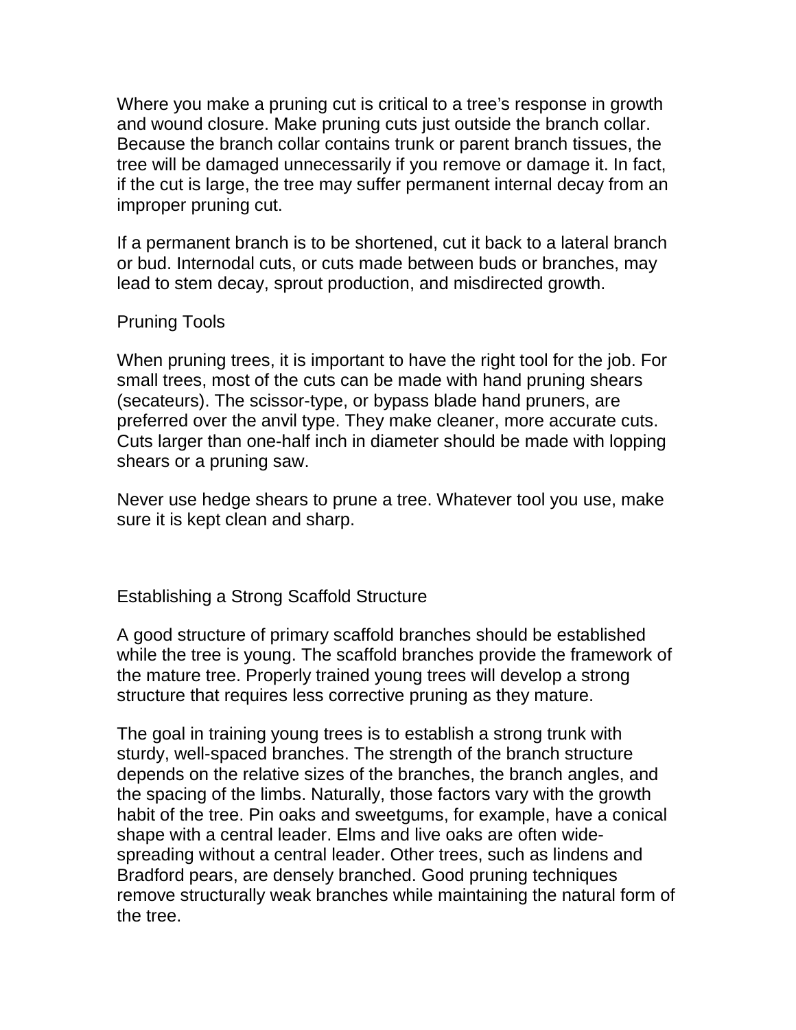Where you make a pruning cut is critical to a tree's response in growth and wound closure. Make pruning cuts just outside the branch collar. Because the branch collar contains trunk or parent branch tissues, the tree will be damaged unnecessarily if you remove or damage it. In fact, if the cut is large, the tree may suffer permanent internal decay from an improper pruning cut.

If a permanent branch is to be shortened, cut it back to a lateral branch or bud. Internodal cuts, or cuts made between buds or branches, may lead to stem decay, sprout production, and misdirected growth.

## Pruning Tools

When pruning trees, it is important to have the right tool for the job. For small trees, most of the cuts can be made with hand pruning shears (secateurs). The scissor-type, or bypass blade hand pruners, are preferred over the anvil type. They make cleaner, more accurate cuts. Cuts larger than one-half inch in diameter should be made with lopping shears or a pruning saw.

Never use hedge shears to prune a tree. Whatever tool you use, make sure it is kept clean and sharp.

## Establishing a Strong Scaffold Structure

A good structure of primary scaffold branches should be established while the tree is young. The scaffold branches provide the framework of the mature tree. Properly trained young trees will develop a strong structure that requires less corrective pruning as they mature.

The goal in training young trees is to establish a strong trunk with sturdy, well-spaced branches. The strength of the branch structure depends on the relative sizes of the branches, the branch angles, and the spacing of the limbs. Naturally, those factors vary with the growth habit of the tree. Pin oaks and sweetgums, for example, have a conical shape with a central leader. Elms and live oaks are often wide-spreading without a central leader. Other trees, such as lindens and Bradford pears, are densely branched. Good pruning techniques remove structurally weak branches while maintaining the natural form of the tree.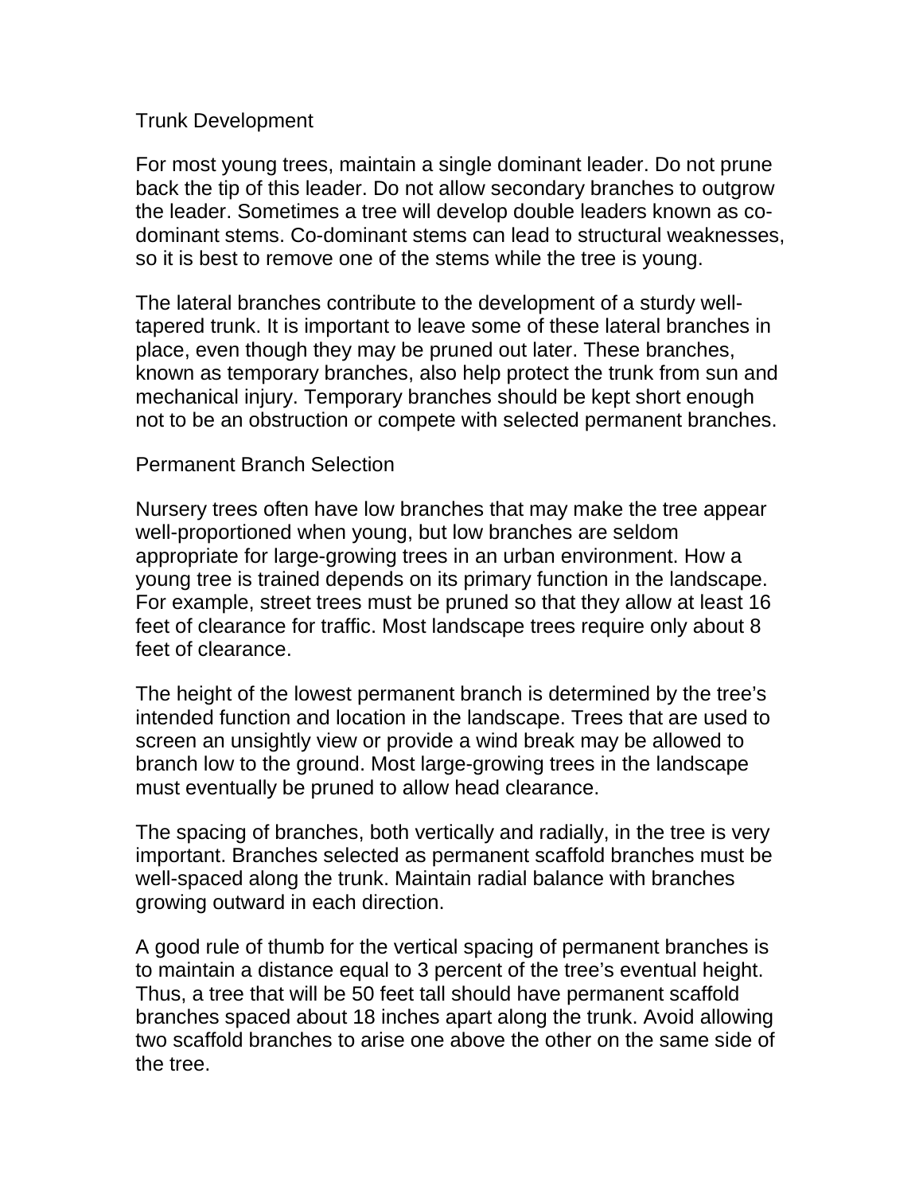## Trunk Development

For most young trees, maintain a single dominant leader. Do not prune back the tip of this leader. Do not allow secondary branches to outgrow the leader. Sometimes a tree will develop double leaders known as co-dominant stems. Co-dominant stems can lead to structural weaknesses, so it is best to remove one of the stems while the tree is young.

The lateral branches contribute to the development of a sturdy well-tapered trunk. It is important to leave some of these lateral branches in place, even though they may be pruned out later. These branches, known as temporary branches, also help protect the trunk from sun and mechanical injury. Temporary branches should be kept short enough not to be an obstruction or compete with selected permanent branches.

## Permanent Branch Selection

Nursery trees often have low branches that may make the tree appear well-proportioned when young, but low branches are seldom appropriate for large-growing trees in an urban environment. How a young tree is trained depends on its primary function in the landscape. For example, street trees must be pruned so that they allow at least 16 feet of clearance for traffic. Most landscape trees require only about 8 feet of clearance.

The height of the lowest permanent branch is determined by the tree's intended function and location in the landscape. Trees that are used to screen an unsightly view or provide a wind break may be allowed to branch low to the ground. Most large-growing trees in the landscape must eventually be pruned to allow head clearance.

The spacing of branches, both vertically and radially, in the tree is very important. Branches selected as permanent scaffold branches must be well-spaced along the trunk. Maintain radial balance with branches growing outward in each direction.

A good rule of thumb for the vertical spacing of permanent branches is to maintain a distance equal to 3 percent of the tree's eventual height. Thus, a tree that will be 50 feet tall should have permanent scaffold branches spaced about 18 inches apart along the trunk. Avoid allowing two scaffold branches to arise one above the other on the same side of the tree.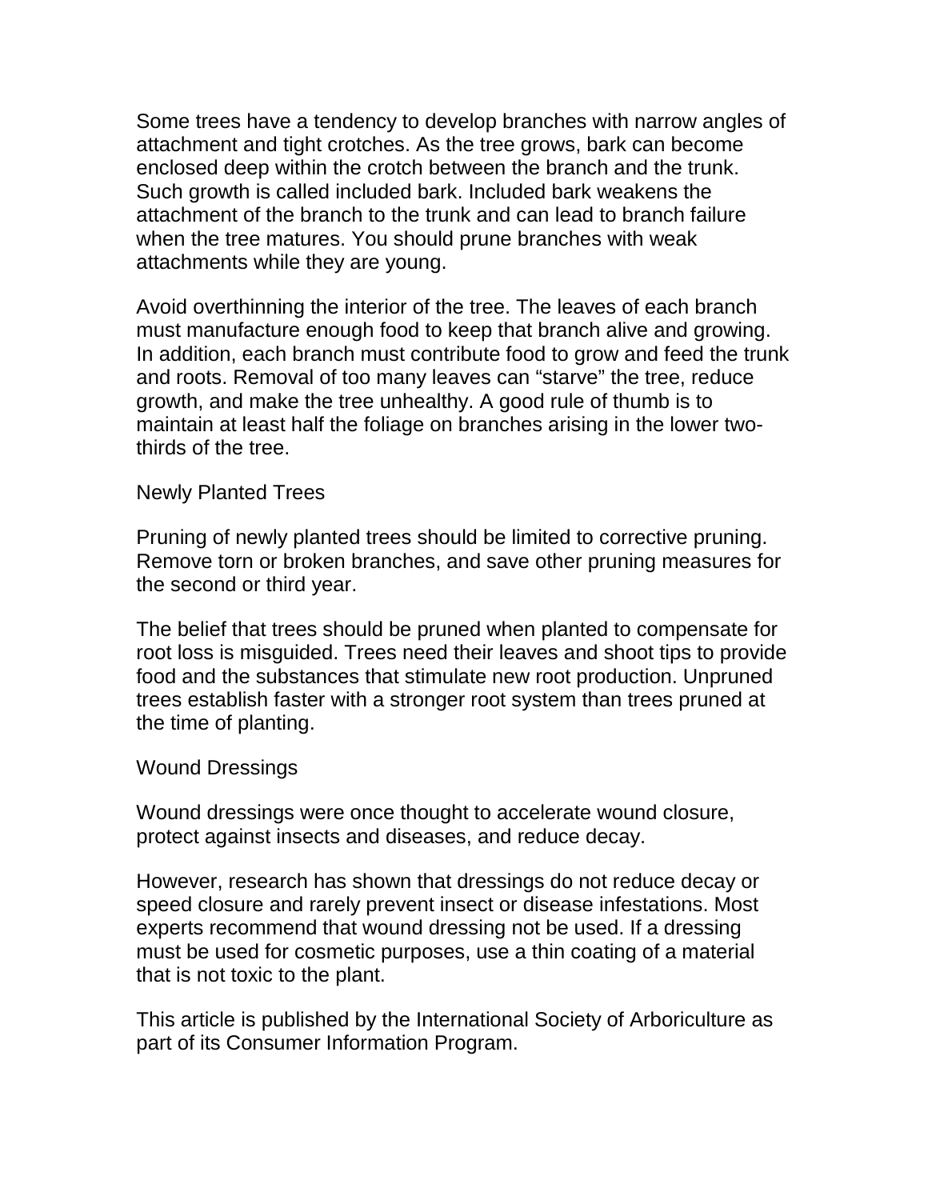Some trees have a tendency to develop branches with narrow angles of attachment and tight crotches. As the tree grows, bark can become enclosed deep within the crotch between the branch and the trunk. Such growth is called included bark. Included bark weakens the attachment of the branch to the trunk and can lead to branch failure when the tree matures. You should prune branches with weak attachments while they are young.

Avoid overthinning the interior of the tree. The leaves of each branch must manufacture enough food to keep that branch alive and growing. In addition, each branch must contribute food to grow and feed the trunk and roots. Removal of too many leaves can "starve" the tree, reduce growth, and make the tree unhealthy. A good rule of thumb is to maintain at least half the foliage on branches arising in the lower two-thirds of the tree.

## Newly Planted Trees

Pruning of newly planted trees should be limited to corrective pruning. Remove torn or broken branches, and save other pruning measures for the second or third year.

The belief that trees should be pruned when planted to compensate for root loss is misguided. Trees need their leaves and shoot tips to provide food and the substances that stimulate new root production. Unpruned trees establish faster with a stronger root system than trees pruned at the time of planting.

## Wound Dressings

Wound dressings were once thought to accelerate wound closure, protect against insects and diseases, and reduce decay.

However, research has shown that dressings do not reduce decay or speed closure and rarely prevent insect or disease infestations. Most experts recommend that wound dressing not be used. If a dressing must be used for cosmetic purposes, use a thin coating of a material that is not toxic to the plant.

This article is published by the International Society of Arboriculture as part of its Consumer Information Program.